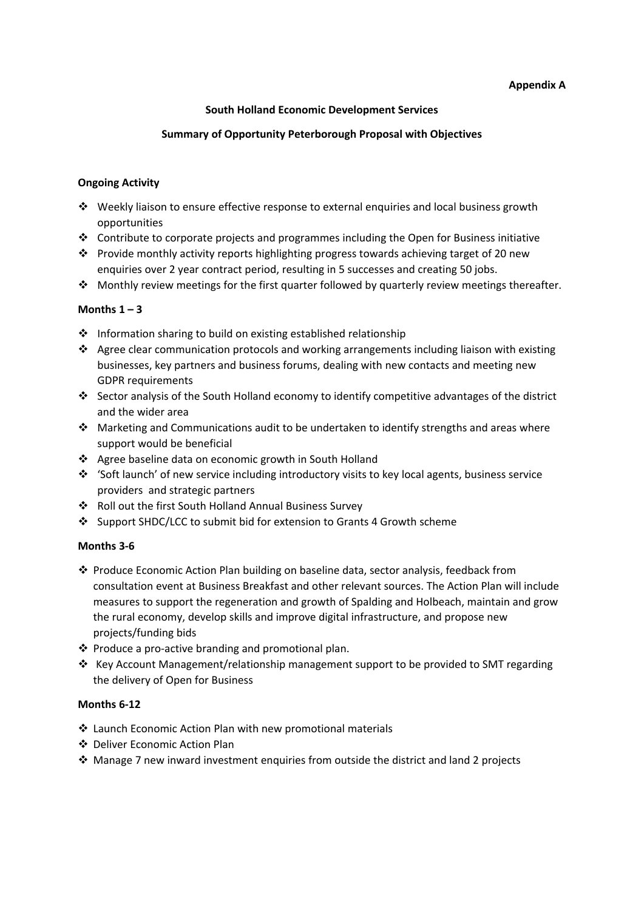**Appendix A**

**South Holland Economic Development Services**

**Summary of Opportunity Peterborough Proposal with Objectives**

**Ongoing Activity**

- Weekly liaison to ensure effective response to external enquiries and local business growth opportunities
- Contribute to corporate projects and programmes including the Open for Business initiative
- Provide monthly activity reports highlighting progress towards achieving target of 20 new enquiries over 2 year contract period, resulting in 5 successes and creating 50 jobs.
- Monthly review meetings for the first quarter followed by quarterly review meetings thereafter.

**Months 1 – 3**

- Information sharing to build on existing established relationship
- Agree clear communication protocols and working arrangements including liaison with existing businesses, key partners and business forums, dealing with new contacts and meeting new GDPR requirements
- Sector analysis of the South Holland economy to identify competitive advantages of the district and the wider area
- Marketing and Communications audit to be undertaken to identify strengths and areas where support would be beneficial
- Agree baseline data on economic growth in South Holland
- 'Soft launch' of new service including introductory visits to key local agents, business service providers and strategic partners
- Roll out the first South Holland Annual Business Survey
- Support SHDC/LCC to submit bid for extension to Grants 4 Growth scheme

**Months 3-6**

- Produce Economic Action Plan building on baseline data, sector analysis, feedback from consultation event at Business Breakfast and other relevant sources. The Action Plan will include measures to support the regeneration and growth of Spalding and Holbeach, maintain and grow the rural economy, develop skills and improve digital infrastructure, and propose new projects/funding bids
- Produce a pro-active branding and promotional plan.
- Key Account Management/relationship management support to be provided to SMT regarding the delivery of Open for Business

**Months 6-12**

- Launch Economic Action Plan with new promotional materials
- Deliver Economic Action Plan
- Manage 7 new inward investment enquiries from outside the district and land 2 projects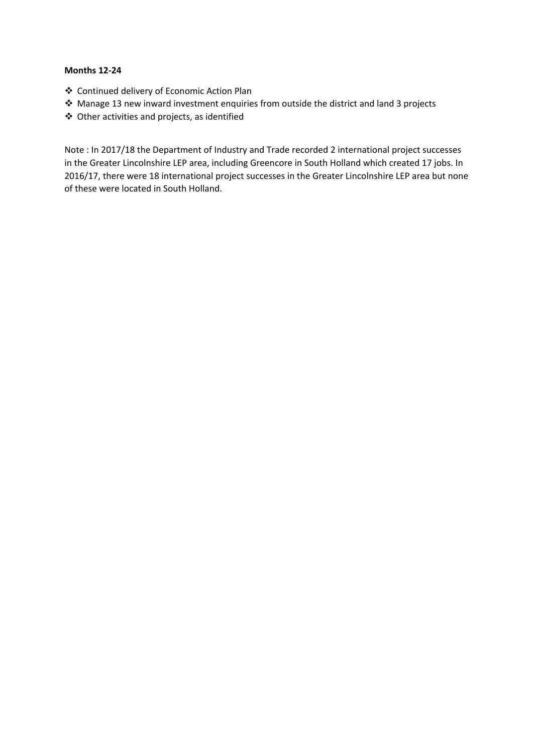**Months 12-24**

- Continued delivery of Economic Action Plan
- Manage 13 new inward investment enquiries from outside the district and land 3 projects
- Other activities and projects, as identified

Note : In 2017/18 the Department of Industry and Trade recorded 2 international project successes in the Greater Lincolnshire LEP area, including Greencore in South Holland which created 17 jobs. In 2016/17, there were 18 international project successes in the Greater Lincolnshire LEP area but none of these were located in South Holland.